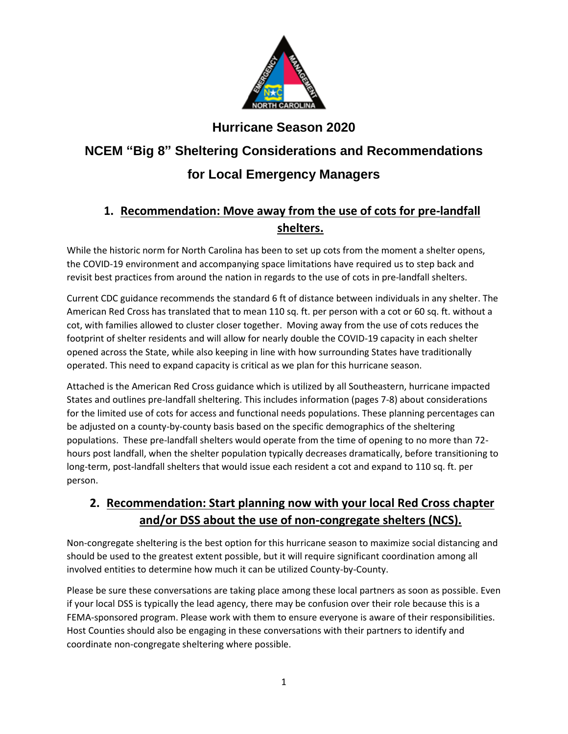# Hurricane Season 2020

# NCEM "Big 8" Sheltering Considerations and Recommendations for Local Emergency Managers

## 1. Recommendation: Move away from the use of cots for pre-landfall shelters.

While the historic norm for North Carolina has been to set up cots from the moment a shelter opens, the COVID-19 environment and accompanying space limitations have required us to step back and revisit best practices from around the nation in regards to the use of cots in pre-landfall shelters.

Current CDC guidance recommends the standard 6 ft of distance between individuals in any shelter. The American Red Cross has translated that to mean 110 sq. ft. per person with a cot or 60 sq. ft. without a cot, with families allowed to cluster closer together. Moving away from the use of cots reduces the footprint of shelter residents and will allow for nearly double the COVID-19 capacity in each shelter opened across the State, while also keeping in line with how surrounding States have traditionally operated. This need to expand capacity is critical as we plan for this hurricane season.

Attached is the American Red Cross guidance which is utilized by all Southeastern, hurricane impacted States and outlines pre-landfall sheltering. This includes information (pages 7-8) about considerations for the limited use of cots for access and functional needs populations. These planning percentages can be adjusted on a county-by-county basis based on the specific demographics of the sheltering populations. These pre-landfall shelters would operate from the time of opening to no more than 72-hours post landfall, when the shelter population typically decreases dramatically, before transitioning to long-term, post-landfall shelters that would issue each resident a cot and expand to 110 sq. ft. per person.

## 2. Recommendation: Start planning now with your local Red Cross chapter and/or DSS about the use of non-congregate shelters (NCS).

Non-congregate sheltering is the best option for this hurricane season to maximize social distancing and should be used to the greatest extent possible, but it will require significant coordination among all involved entities to determine how much it can be utilized County-by-County.

Please be sure these conversations are taking place among these local partners as soon as possible. Even if your local DSS is typically the lead agency, there may be confusion over their role because this is a FEMA-sponsored program. Please work with them to ensure everyone is aware of their responsibilities. Host Counties should also be engaging in these conversations with their partners to identify and coordinate non-congregate sheltering where possible.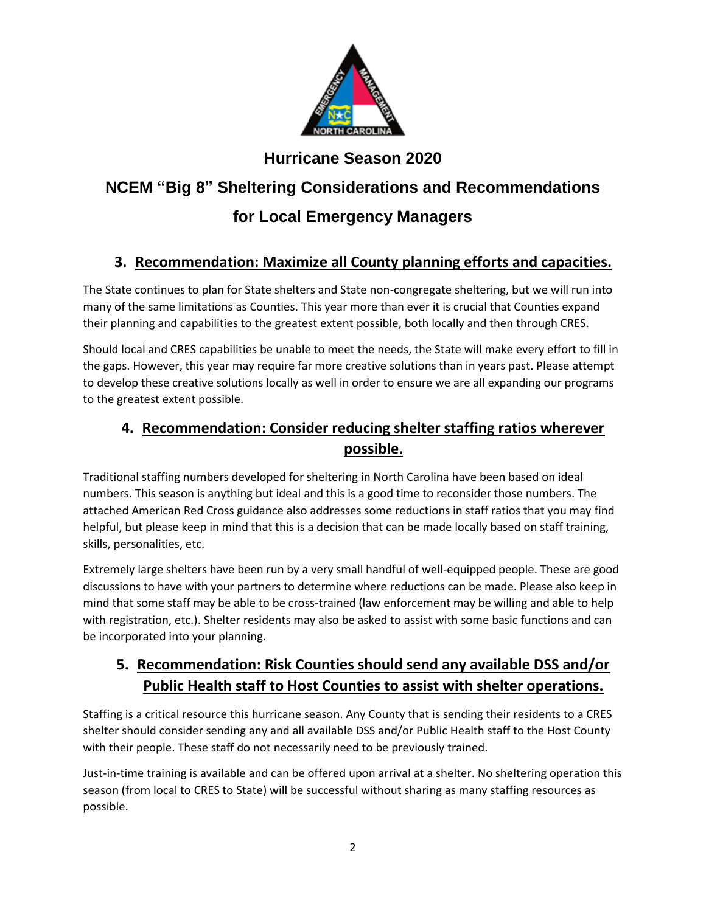## Hurricane Season 2020

# NCEM "Big 8" Sheltering Considerations and Recommendations for Local Emergency Managers

### 3. Recommendation: Maximize all County planning efforts and capacities.

The State continues to plan for State shelters and State non-congregate sheltering, but we will run into many of the same limitations as Counties. This year more than ever it is crucial that Counties expand their planning and capabilities to the greatest extent possible, both locally and then through CRES.

Should local and CRES capabilities be unable to meet the needs, the State will make every effort to fill in the gaps. However, this year may require far more creative solutions than in years past. Please attempt to develop these creative solutions locally as well in order to ensure we are all expanding our programs to the greatest extent possible.

### 4. Recommendation: Consider reducing shelter staffing ratios wherever possible.

Traditional staffing numbers developed for sheltering in North Carolina have been based on ideal numbers. This season is anything but ideal and this is a good time to reconsider those numbers. The attached American Red Cross guidance also addresses some reductions in staff ratios that you may find helpful, but please keep in mind that this is a decision that can be made locally based on staff training, skills, personalities, etc.

Extremely large shelters have been run by a very small handful of well-equipped people. These are good discussions to have with your partners to determine where reductions can be made. Please also keep in mind that some staff may be able to be cross-trained (law enforcement may be willing and able to help with registration, etc.). Shelter residents may also be asked to assist with some basic functions and can be incorporated into your planning.

### 5. Recommendation: Risk Counties should send any available DSS and/or Public Health staff to Host Counties to assist with shelter operations.

Staffing is a critical resource this hurricane season. Any County that is sending their residents to a CRES shelter should consider sending any and all available DSS and/or Public Health staff to the Host County with their people. These staff do not necessarily need to be previously trained.

Just-in-time training is available and can be offered upon arrival at a shelter. No sheltering operation this season (from local to CRES to State) will be successful without sharing as many staffing resources as possible.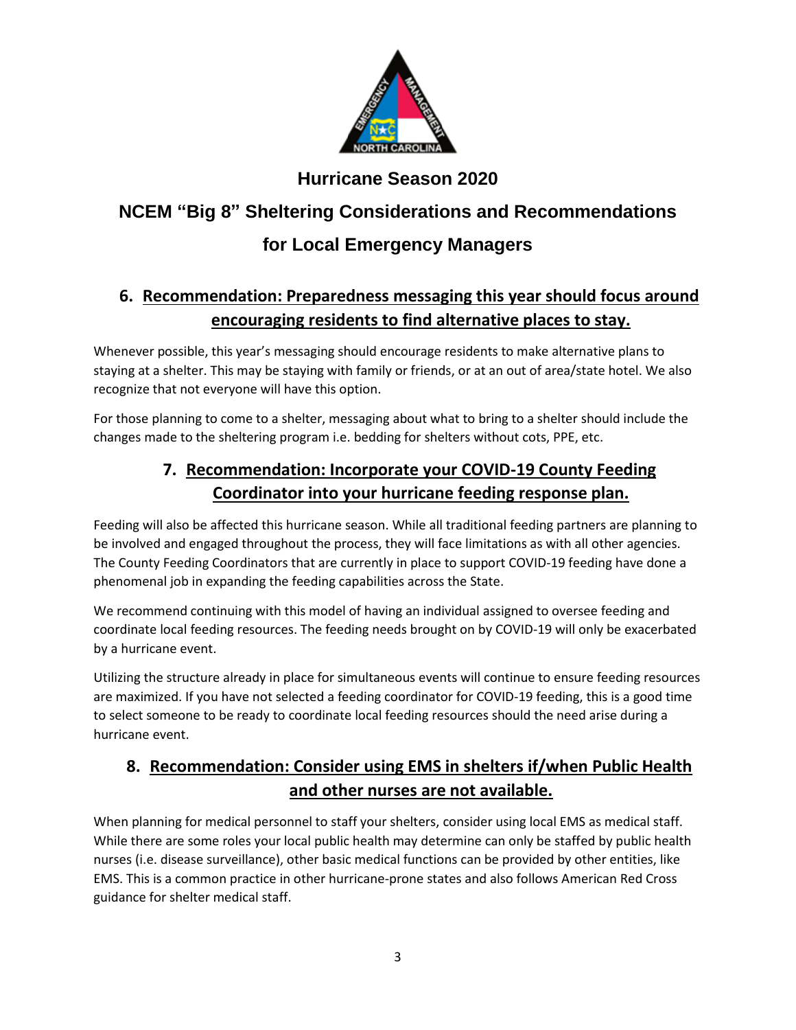# Hurricane Season 2020

## NCEM "Big 8" Sheltering Considerations and Recommendations for Local Emergency Managers

### 6. Recommendation: Preparedness messaging this year should focus around encouraging residents to find alternative places to stay.

Whenever possible, this year's messaging should encourage residents to make alternative plans to staying at a shelter. This may be staying with family or friends, or at an out of area/state hotel. We also recognize that not everyone will have this option.

For those planning to come to a shelter, messaging about what to bring to a shelter should include the changes made to the sheltering program i.e. bedding for shelters without cots, PPE, etc.

### 7. Recommendation: Incorporate your COVID-19 County Feeding Coordinator into your hurricane feeding response plan.

Feeding will also be affected this hurricane season. While all traditional feeding partners are planning to be involved and engaged throughout the process, they will face limitations as with all other agencies. The County Feeding Coordinators that are currently in place to support COVID-19 feeding have done a phenomenal job in expanding the feeding capabilities across the State.

We recommend continuing with this model of having an individual assigned to oversee feeding and coordinate local feeding resources. The feeding needs brought on by COVID-19 will only be exacerbated by a hurricane event.

Utilizing the structure already in place for simultaneous events will continue to ensure feeding resources are maximized. If you have not selected a feeding coordinator for COVID-19 feeding, this is a good time to select someone to be ready to coordinate local feeding resources should the need arise during a hurricane event.

### 8. Recommendation: Consider using EMS in shelters if/when Public Health and other nurses are not available.

When planning for medical personnel to staff your shelters, consider using local EMS as medical staff. While there are some roles your local public health may determine can only be staffed by public health nurses (i.e. disease surveillance), other basic medical functions can be provided by other entities, like EMS. This is a common practice in other hurricane-prone states and also follows American Red Cross guidance for shelter medical staff.